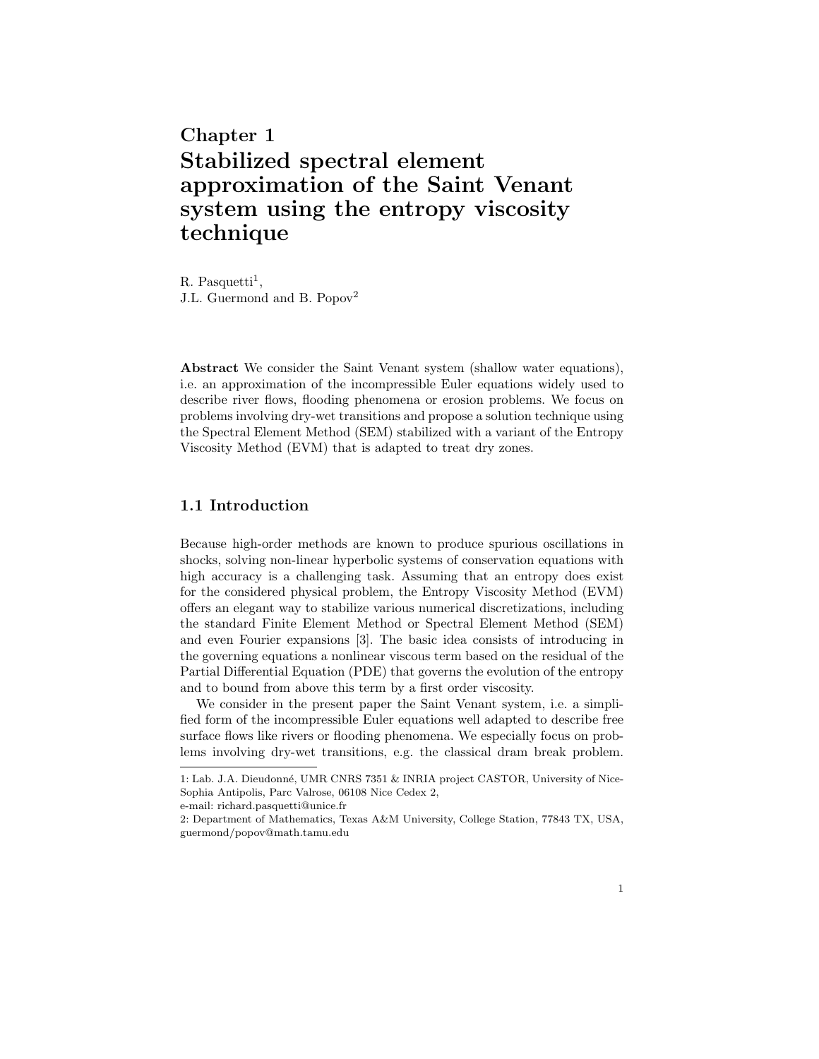# Chapter 1

# Stabilized spectral element approximation of the Saint Venant system using the entropy viscosity technique

R. Pasquetti[1],
J.L. Guermond and B. Popov[2]

**Abstract** We consider the Saint Venant system (shallow water equations), i.e. an approximation of the incompressible Euler equations widely used to describe river flows, flooding phenomena or erosion problems. We focus on problems involving dry-wet transitions and propose a solution technique using the Spectral Element Method (SEM) stabilized with a variant of the Entropy Viscosity Method (EVM) that is adapted to treat dry zones.

## 1.1 Introduction

Because high-order methods are known to produce spurious oscillations in shocks, solving non-linear hyperbolic systems of conservation equations with high accuracy is a challenging task. Assuming that an entropy does exist for the considered physical problem, the Entropy Viscosity Method (EVM) offers an elegant way to stabilize various numerical discretizations, including the standard Finite Element Method or Spectral Element Method (SEM) and even Fourier expansions [3]. The basic idea consists of introducing in the governing equations a nonlinear viscous term based on the residual of the Partial Differential Equation (PDE) that governs the evolution of the entropy and to bound from above this term by a first order viscosity.

We consider in the present paper the Saint Venant system, i.e. a simplified form of the incompressible Euler equations well adapted to describe free surface flows like rivers or flooding phenomena. We especially focus on problems involving dry-wet transitions, e.g. the classical dram break problem.

---

1: Lab. J.A. Dieudonné, UMR CNRS 7351 & INRIA project CASTOR, University of Nice-Sophia Antipolis, Parc Valrose, 06108 Nice Cedex 2,
e-mail: richard.pasquetti@unice.fr

2: Department of Mathematics, Texas A&M University, College Station, 77843 TX, USA, guermond/popov@math.tamu.edu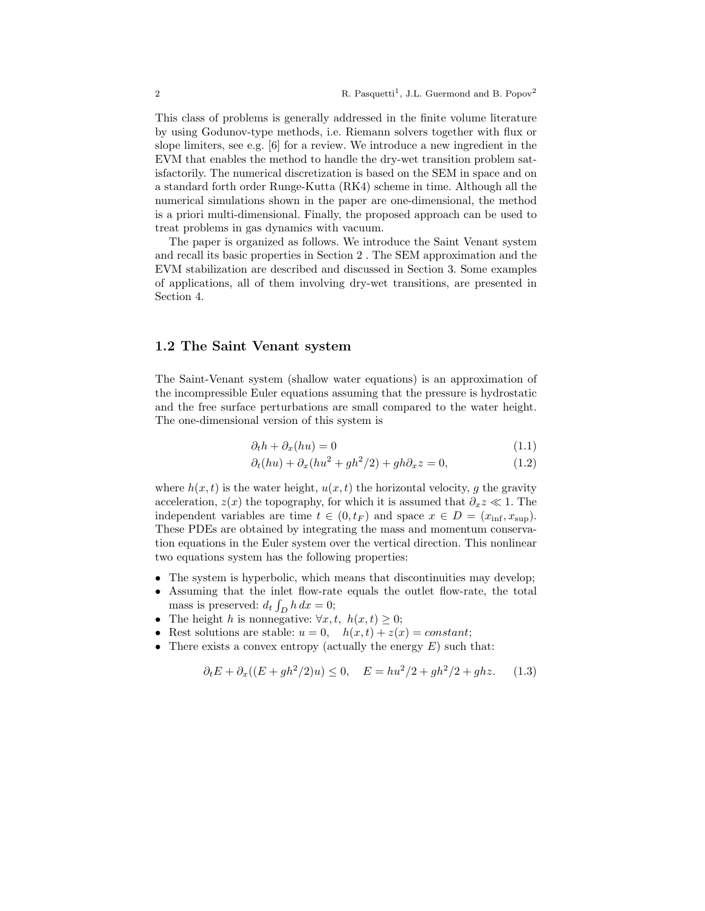This class of problems is generally addressed in the finite volume literature by using Godunov-type methods, i.e. Riemann solvers together with flux or slope limiters, see e.g. [6] for a review. We introduce a new ingredient in the EVM that enables the method to handle the dry-wet transition problem satisfactorily. The numerical discretization is based on the SEM in space and on a standard forth order Runge-Kutta (RK4) scheme in time. Although all the numerical simulations shown in the paper are one-dimensional, the method is a priori multi-dimensional. Finally, the proposed approach can be used to treat problems in gas dynamics with vacuum.

The paper is organized as follows. We introduce the Saint Venant system and recall its basic properties in Section 2 . The SEM approximation and the EVM stabilization are described and discussed in Section 3. Some examples of applications, all of them involving dry-wet transitions, are presented in Section 4.

## 1.2 The Saint Venant system

The Saint-Venant system (shallow water equations) is an approximation of the incompressible Euler equations assuming that the pressure is hydrostatic and the free surface perturbations are small compared to the water height. The one-dimensional version of this system is

$$\partial_t h + \partial_x(hu) = 0 \tag{1.1}$$

$$\partial_t(hu) + \partial_x(hu^2 + gh^2/2) + gh\partial_x z = 0, \tag{1.2}$$

where $h(x,t)$ is the water height, $u(x,t)$ the horizontal velocity, $g$ the gravity acceleration, $z(x)$ the topography, for which it is assumed that $\partial_x z \ll 1$. The independent variables are time $t \in (0, t_F)$ and space $x \in D = (x_{\text{inf}}, x_{\text{sup}})$. These PDEs are obtained by integrating the mass and momentum conservation equations in the Euler system over the vertical direction. This nonlinear two equations system has the following properties:

- The system is hyperbolic, which means that discontinuities may develop;
- Assuming that the inlet flow-rate equals the outlet flow-rate, the total mass is preserved: $d_t \int_D h \, dx = 0$;
- The height $h$ is nonnegative: $\forall x, t,\ h(x,t) \geq 0$;
- Rest solutions are stable: $u = 0, \quad h(x,t) + z(x) = \textit{constant}$;
- There exists a convex entropy (actually the energy $E$) such that:

$$\partial_t E + \partial_x((E + gh^2/2)u) \leq 0, \quad E = hu^2/2 + gh^2/2 + ghz. \tag{1.3}$$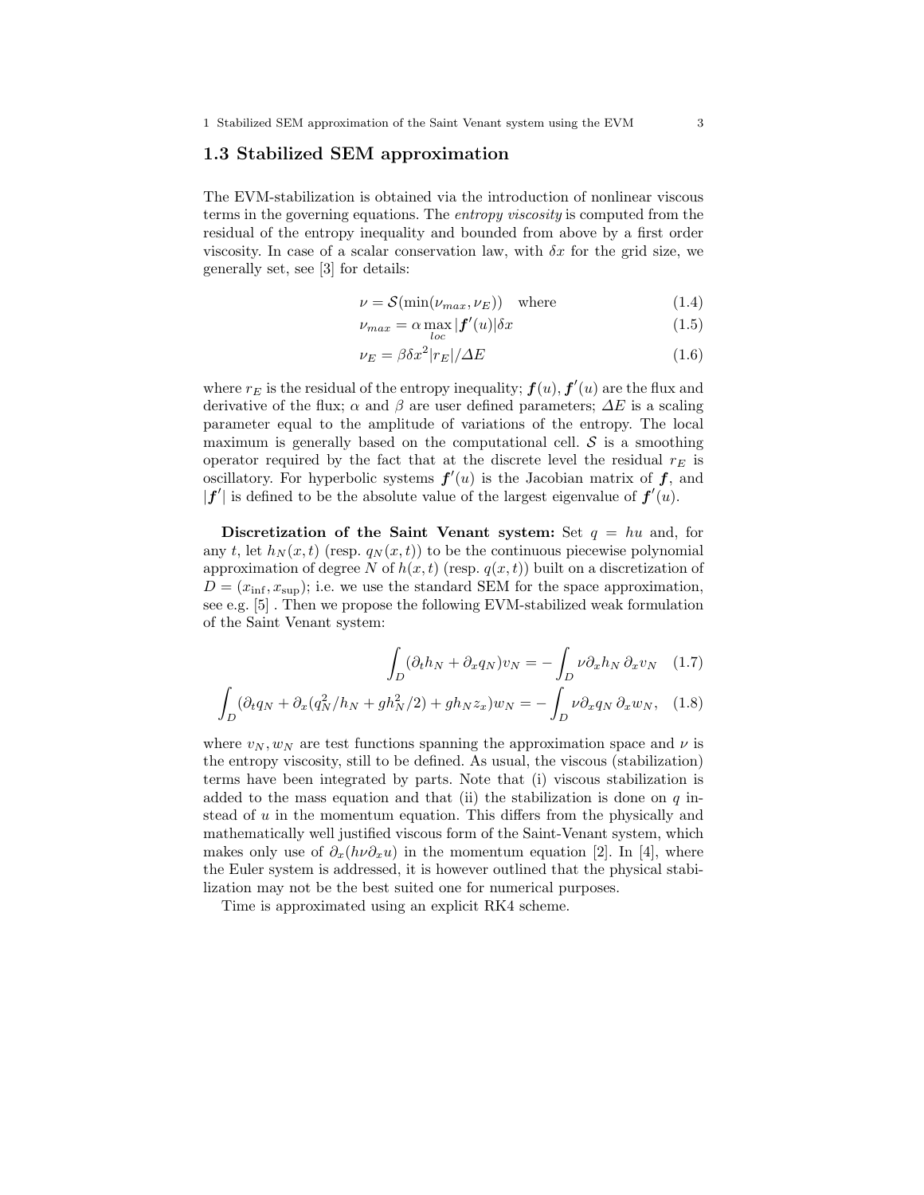## 1.3 Stabilized SEM approximation

The EVM-stabilization is obtained via the introduction of nonlinear viscous terms in the governing equations. The *entropy viscosity* is computed from the residual of the entropy inequality and bounded from above by a first order viscosity. In case of a scalar conservation law, with $\delta x$ for the grid size, we generally set, see [3] for details:

$$\nu = \mathcal{S}(\min(\nu_{max}, \nu_E)) \quad \text{where} \tag{1.4}$$

$$\nu_{max} = \alpha \max_{loc} |\boldsymbol{f}'(u)| \delta x \tag{1.5}$$

$$\nu_E = \beta \delta x^2 |r_E| / \Delta E \tag{1.6}$$

where $r_E$ is the residual of the entropy inequality; $\boldsymbol{f}(u), \boldsymbol{f}'(u)$ are the flux and derivative of the flux; $\alpha$ and $\beta$ are user defined parameters; $\Delta E$ is a scaling parameter equal to the amplitude of variations of the entropy. The local maximum is generally based on the computational cell. $\mathcal{S}$ is a smoothing operator required by the fact that at the discrete level the residual $r_E$ is oscillatory. For hyperbolic systems $\boldsymbol{f}'(u)$ is the Jacobian matrix of $\boldsymbol{f}$, and $|\boldsymbol{f}'|$ is defined to be the absolute value of the largest eigenvalue of $\boldsymbol{f}'(u)$.

**Discretization of the Saint Venant system:** Set $q = hu$ and, for any $t$, let $h_N(x,t)$ (resp. $q_N(x,t)$) to be the continuous piecewise polynomial approximation of degree $N$ of $h(x,t)$ (resp. $q(x,t)$) built on a discretization of $D = (x_{\inf}, x_{\sup})$; i.e. we use the standard SEM for the space approximation, see e.g. [5] . Then we propose the following EVM-stabilized weak formulation of the Saint Venant system:

$$\int_D (\partial_t h_N + \partial_x q_N) v_N = - \int_D \nu \partial_x h_N \, \partial_x v_N \tag{1.7}$$

$$\int_D (\partial_t q_N + \partial_x (q_N^2/h_N + g h_N^2/2) + g h_N z_x) w_N = - \int_D \nu \partial_x q_N \, \partial_x w_N, \tag{1.8}$$

where $v_N, w_N$ are test functions spanning the approximation space and $\nu$ is the entropy viscosity, still to be defined. As usual, the viscous (stabilization) terms have been integrated by parts. Note that (i) viscous stabilization is added to the mass equation and that (ii) the stabilization is done on $q$ instead of $u$ in the momentum equation. This differs from the physically and mathematically well justified viscous form of the Saint-Venant system, which makes only use of $\partial_x(h\nu\partial_x u)$ in the momentum equation [2]. In [4], where the Euler system is addressed, it is however outlined that the physical stabilization may not be the best suited one for numerical purposes.

Time is approximated using an explicit RK4 scheme.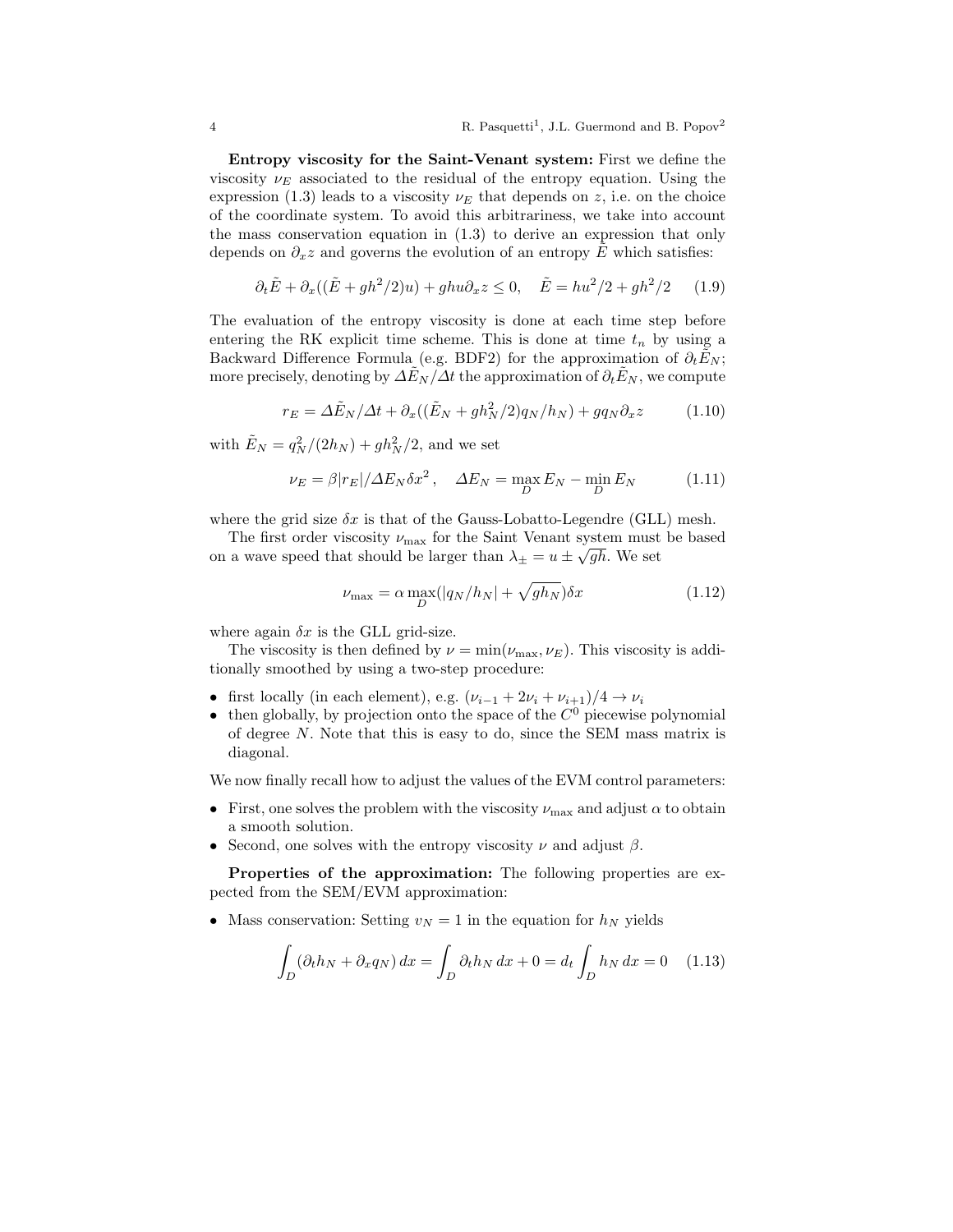**Entropy viscosity for the Saint-Venant system:** First we define the viscosity $\nu_E$ associated to the residual of the entropy equation. Using the expression (1.3) leads to a viscosity $\nu_E$ that depends on $z$, i.e. on the choice of the coordinate system. To avoid this arbitrariness, we take into account the mass conservation equation in (1.3) to derive an expression that only depends on $\partial_x z$ and governs the evolution of an entropy $\tilde{E}$ which satisfies:

$$\partial_t \tilde{E} + \partial_x((\tilde{E} + gh^2/2)u) + ghu\partial_x z \leq 0, \quad \tilde{E} = hu^2/2 + gh^2/2 \tag{1.9}$$

The evaluation of the entropy viscosity is done at each time step before entering the RK explicit time scheme. This is done at time $t_n$ by using a Backward Difference Formula (e.g. BDF2) for the approximation of $\partial_t \tilde{E}_N$; more precisely, denoting by $\Delta \tilde{E}_N/\Delta t$ the approximation of $\partial_t \tilde{E}_N$, we compute

$$r_E = \Delta \tilde{E}_N/\Delta t + \partial_x((\tilde{E}_N + gh_N^2/2)q_N/h_N) + gq_N\partial_x z \tag{1.10}$$

with $\tilde{E}_N = q_N^2/(2h_N) + gh_N^2/2$, and we set

$$\nu_E = \beta |r_E|/\Delta E_N \delta x^2\,, \quad \Delta E_N = \max_D E_N - \min_D E_N \tag{1.11}$$

where the grid size $\delta x$ is that of the Gauss-Lobatto-Legendre (GLL) mesh.

The first order viscosity $\nu_{\max}$ for the Saint Venant system must be based on a wave speed that should be larger than $\lambda_\pm = u \pm \sqrt{gh}$. We set

$$\nu_{\max} = \alpha \max_D(|q_N/h_N| + \sqrt{gh_N})\delta x \tag{1.12}$$

where again $\delta x$ is the GLL grid-size.

The viscosity is then defined by $\nu = \min(\nu_{\max}, \nu_E)$. This viscosity is additionally smoothed by using a two-step procedure:

- first locally (in each element), e.g. $(\nu_{i-1} + 2\nu_i + \nu_{i+1})/4 \to \nu_i$
- then globally, by projection onto the space of the $C^0$ piecewise polynomial of degree $N$. Note that this is easy to do, since the SEM mass matrix is diagonal.

We now finally recall how to adjust the values of the EVM control parameters:

- First, one solves the problem with the viscosity $\nu_{\max}$ and adjust $\alpha$ to obtain a smooth solution.
- Second, one solves with the entropy viscosity $\nu$ and adjust $\beta$.

**Properties of the approximation:** The following properties are expected from the SEM/EVM approximation:

- Mass conservation: Setting $v_N = 1$ in the equation for $h_N$ yields

$$\int_D (\partial_t h_N + \partial_x q_N)\, dx = \int_D \partial_t h_N\, dx + 0 = d_t \int_D h_N\, dx = 0 \tag{1.13}$$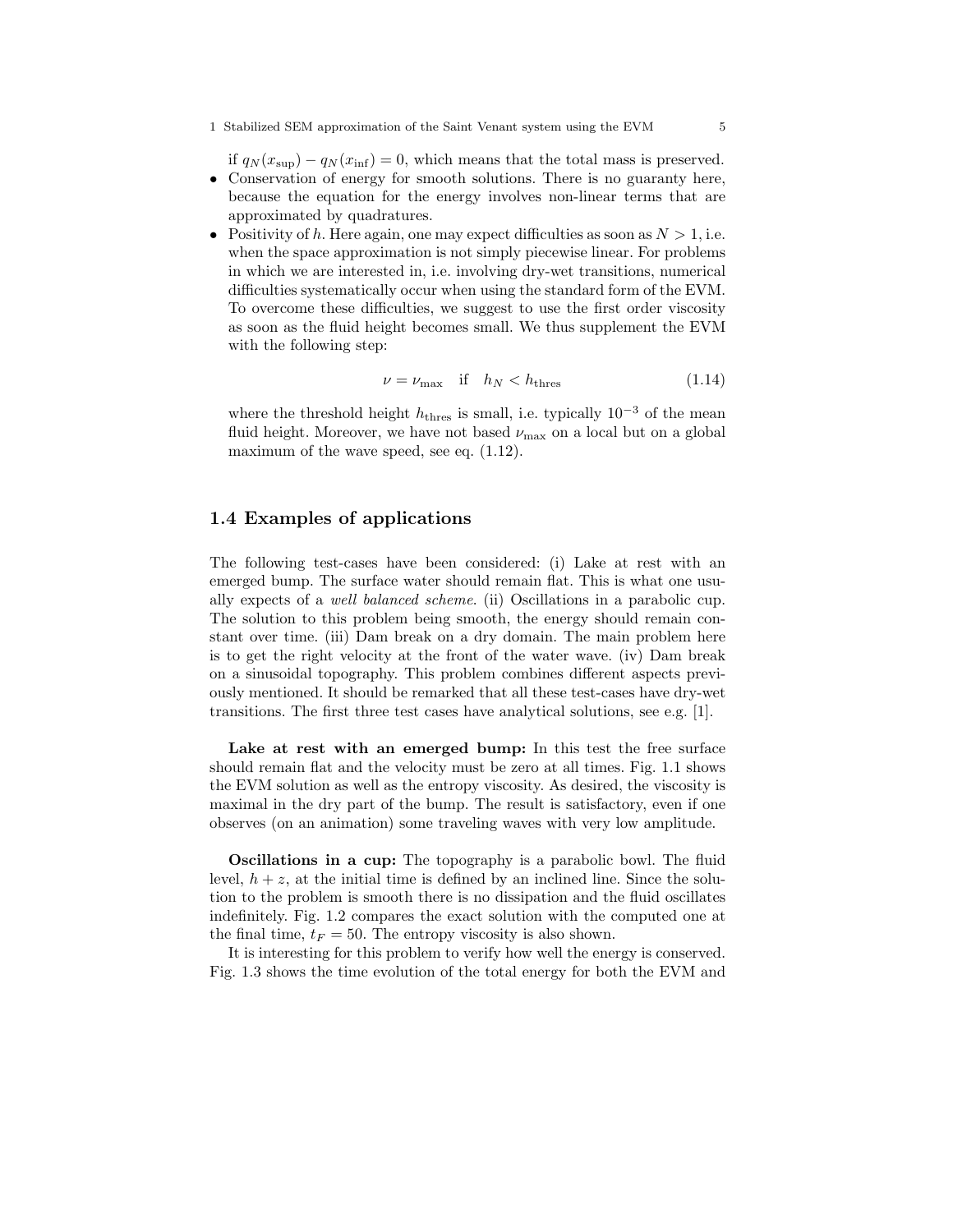if $q_N(x_{\sup}) - q_N(x_{\inf}) = 0$, which means that the total mass is preserved.

- Conservation of energy for smooth solutions. There is no guaranty here, because the equation for the energy involves non-linear terms that are approximated by quadratures.
- Positivity of $h$. Here again, one may expect difficulties as soon as $N > 1$, i.e. when the space approximation is not simply piecewise linear. For problems in which we are interested in, i.e. involving dry-wet transitions, numerical difficulties systematically occur when using the standard form of the EVM. To overcome these difficulties, we suggest to use the first order viscosity as soon as the fluid height becomes small. We thus supplement the EVM with the following step:

$$\nu = \nu_{\max} \quad \text{if} \quad h_N < h_{\text{thres}} \tag{1.14}$$

where the threshold height $h_{\text{thres}}$ is small, i.e. typically $10^{-3}$ of the mean fluid height. Moreover, we have not based $\nu_{\max}$ on a local but on a global maximum of the wave speed, see eq. (1.12).

## 1.4 Examples of applications

The following test-cases have been considered: (i) Lake at rest with an emerged bump. The surface water should remain flat. This is what one usually expects of a *well balanced scheme*. (ii) Oscillations in a parabolic cup. The solution to this problem being smooth, the energy should remain constant over time. (iii) Dam break on a dry domain. The main problem here is to get the right velocity at the front of the water wave. (iv) Dam break on a sinusoidal topography. This problem combines different aspects previously mentioned. It should be remarked that all these test-cases have dry-wet transitions. The first three test cases have analytical solutions, see e.g. [1].

**Lake at rest with an emerged bump:** In this test the free surface should remain flat and the velocity must be zero at all times. Fig. 1.1 shows the EVM solution as well as the entropy viscosity. As desired, the viscosity is maximal in the dry part of the bump. The result is satisfactory, even if one observes (on an animation) some traveling waves with very low amplitude.

**Oscillations in a cup:** The topography is a parabolic bowl. The fluid level, $h + z$, at the initial time is defined by an inclined line. Since the solution to the problem is smooth there is no dissipation and the fluid oscillates indefinitely. Fig. 1.2 compares the exact solution with the computed one at the final time, $t_F = 50$. The entropy viscosity is also shown.

It is interesting for this problem to verify how well the energy is conserved. Fig. 1.3 shows the time evolution of the total energy for both the EVM and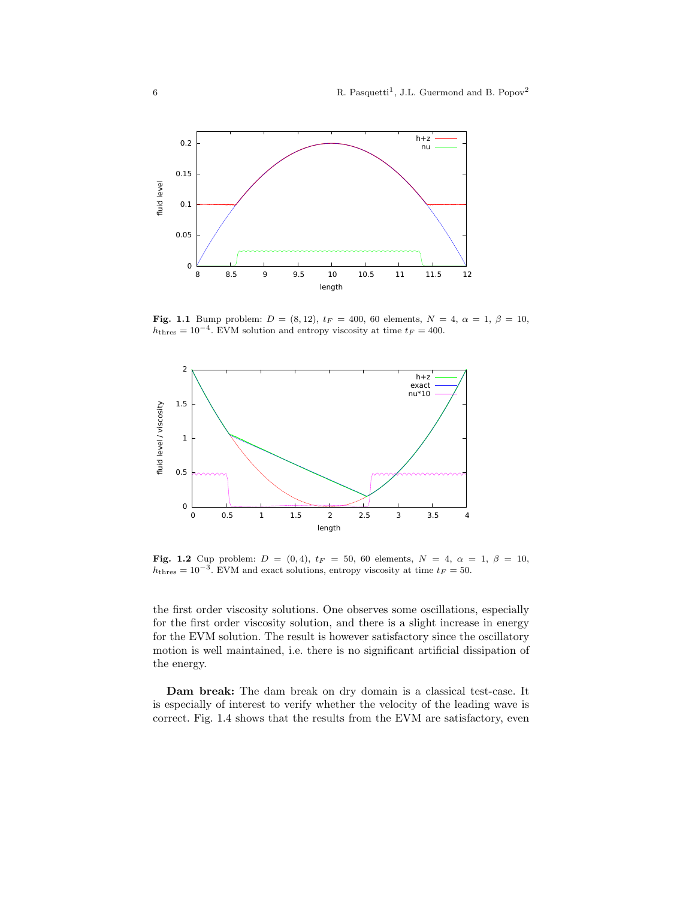**Fig. 1.1** Bump problem: $D = (8, 12)$, $t_F = 400$, 60 elements, $N = 4$, $\alpha = 1$, $\beta = 10$, $h_{\text{thres}} = 10^{-4}$. EVM solution and entropy viscosity at time $t_F = 400$.

**Fig. 1.2** Cup problem: $D = (0, 4)$, $t_F = 50$, 60 elements, $N = 4$, $\alpha = 1$, $\beta = 10$, $h_{\text{thres}} = 10^{-3}$. EVM and exact solutions, entropy viscosity at time $t_F = 50$.

the first order viscosity solutions. One observes some oscillations, especially for the first order viscosity solution, and there is a slight increase in energy for the EVM solution. The result is however satisfactory since the oscillatory motion is well maintained, i.e. there is no significant artificial dissipation of the energy.

**Dam break:** The dam break on dry domain is a classical test-case. It is especially of interest to verify whether the velocity of the leading wave is correct. Fig. 1.4 shows that the results from the EVM are satisfactory, even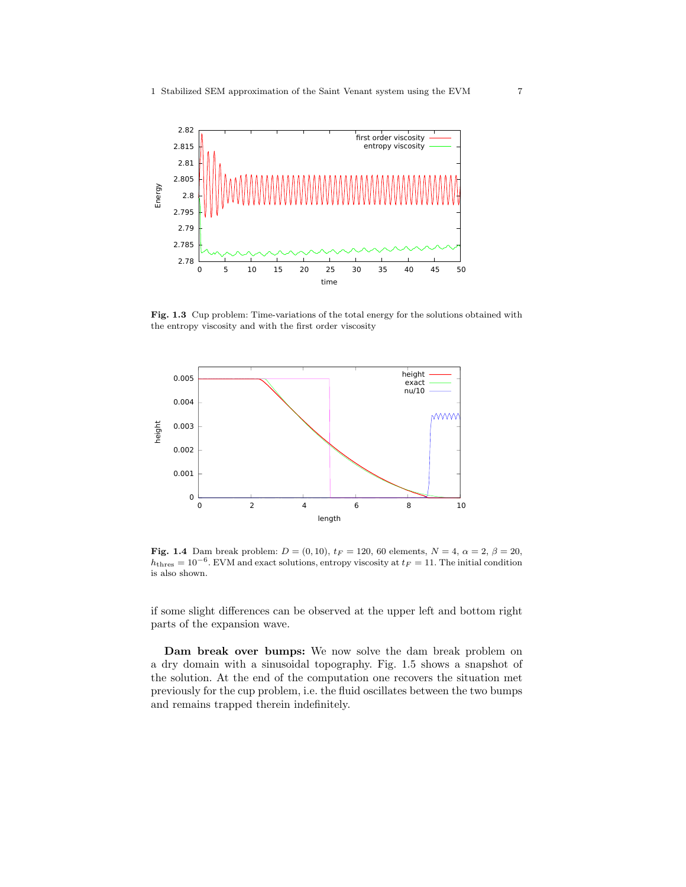**Fig. 1.3** Cup problem: Time-variations of the total energy for the solutions obtained with the entropy viscosity and with the first order viscosity

**Fig. 1.4** Dam break problem: $D = (0, 10)$, $t_F = 120$, 60 elements, $N = 4$, $\alpha = 2$, $\beta = 20$, $h_{\text{thres}} = 10^{-6}$. EVM and exact solutions, entropy viscosity at $t_F = 11$. The initial condition is also shown.

if some slight differences can be observed at the upper left and bottom right parts of the expansion wave.

**Dam break over bumps:** We now solve the dam break problem on a dry domain with a sinusoidal topography. Fig. 1.5 shows a snapshot of the solution. At the end of the computation one recovers the situation met previously for the cup problem, i.e. the fluid oscillates between the two bumps and remains trapped therein indefinitely.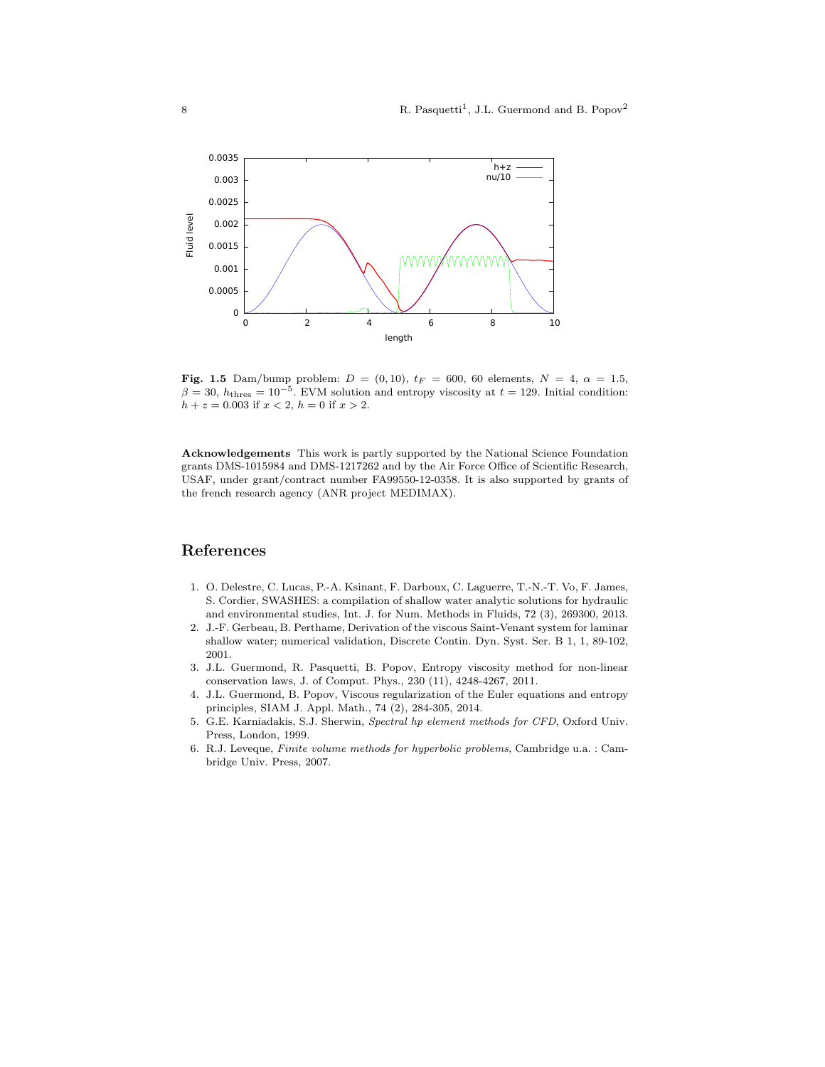0.0035
0.003
0.0025
0.002
0.0015
0.001
0.0005
0
Fluid level
0 2 4 6 8 10
length
h+z
nu/10

**Fig. 1.5** Dam/bump problem: $D = (0, 10)$, $t_F = 600$, 60 elements, $N = 4$, $\alpha = 1.5$, $\beta = 30$, $h_{\text{thres}} = 10^{-5}$. EVM solution and entropy viscosity at $t = 129$. Initial condition: $h + z = 0.003$ if $x < 2$, $h = 0$ if $x > 2$.

**Acknowledgements** This work is partly supported by the National Science Foundation grants DMS-1015984 and DMS-1217262 and by the Air Force Office of Scientific Research, USAF, under grant/contract number FA99550-12-0358. It is also supported by grants of the french research agency (ANR project MEDIMAX).

## References

1. O. Delestre, C. Lucas, P.-A. Ksinant, F. Darboux, C. Laguerre, T.-N.-T. Vo, F. James, S. Cordier, SWASHES: a compilation of shallow water analytic solutions for hydraulic and environmental studies, Int. J. for Num. Methods in Fluids, 72 (3), 269300, 2013.
2. J.-F. Gerbeau, B. Perthame, Derivation of the viscous Saint-Venant system for laminar shallow water; numerical validation, Discrete Contin. Dyn. Syst. Ser. B 1, 1, 89-102, 2001.
3. J.L. Guermond, R. Pasquetti, B. Popov, Entropy viscosity method for non-linear conservation laws, J. of Comput. Phys., 230 (11), 4248-4267, 2011.
4. J.L. Guermond, B. Popov, Viscous regularization of the Euler equations and entropy principles, SIAM J. Appl. Math., 74 (2), 284-305, 2014.
5. G.E. Karniadakis, S.J. Sherwin, *Spectral hp element methods for CFD*, Oxford Univ. Press, London, 1999.
6. R.J. Leveque, *Finite volume methods for hyperbolic problems*, Cambridge u.a. : Cambridge Univ. Press, 2007.